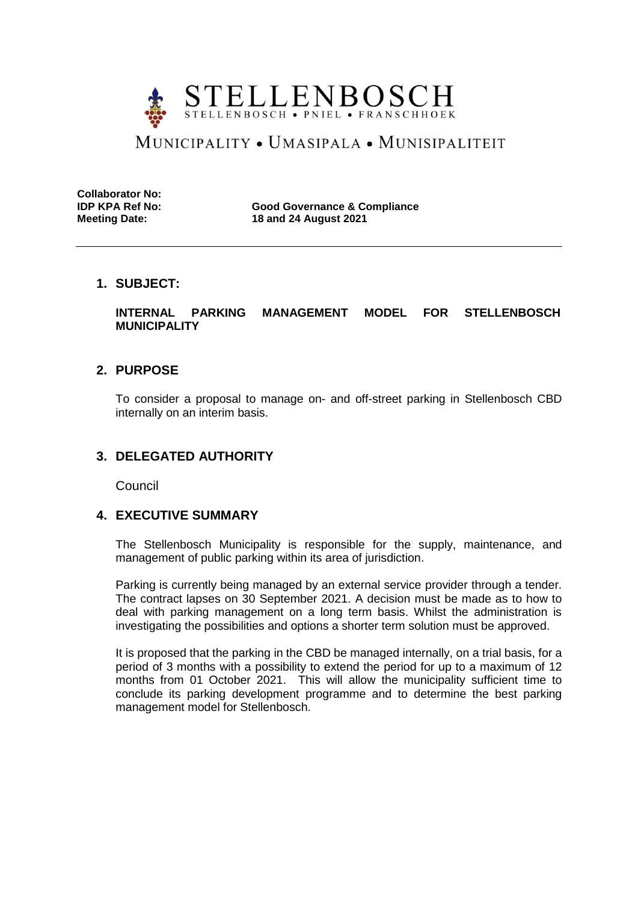# STELLENBOSCH

STELLENBOSCH • PNIEL • FRANSCHHOEK

MUNICIPALITY • UMASIPALA • MUNISIPALITEIT

**Collaborator No:**
**IDP KPA Ref No:** **Good Governance & Compliance**
**Meeting Date:** **18 and 24 August 2021**

---

## 1. SUBJECT:

**INTERNAL PARKING MANAGEMENT MODEL FOR STELLENBOSCH MUNICIPALITY**

## 2. PURPOSE

To consider a proposal to manage on- and off-street parking in Stellenbosch CBD internally on an interim basis.

## 3. DELEGATED AUTHORITY

Council

## 4. EXECUTIVE SUMMARY

The Stellenbosch Municipality is responsible for the supply, maintenance, and management of public parking within its area of jurisdiction.

Parking is currently being managed by an external service provider through a tender. The contract lapses on 30 September 2021. A decision must be made as to how to deal with parking management on a long term basis. Whilst the administration is investigating the possibilities and options a shorter term solution must be approved.

It is proposed that the parking in the CBD be managed internally, on a trial basis, for a period of 3 months with a possibility to extend the period for up to a maximum of 12 months from 01 October 2021. This will allow the municipality sufficient time to conclude its parking development programme and to determine the best parking management model for Stellenbosch.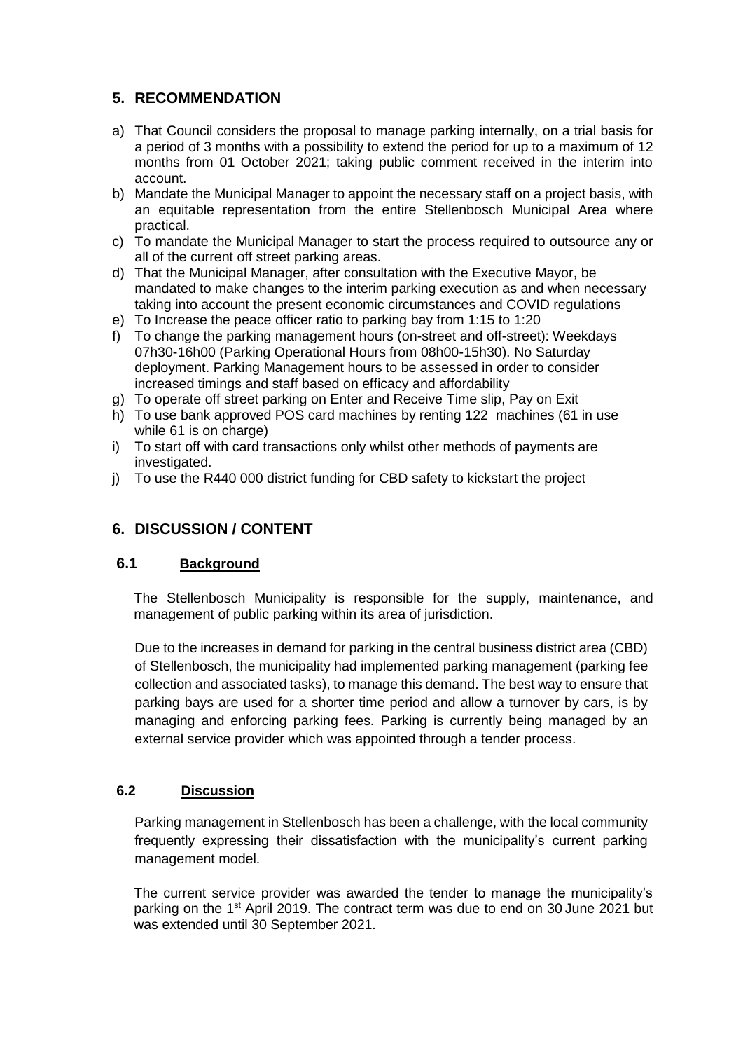## 5. RECOMMENDATION

a) That Council considers the proposal to manage parking internally, on a trial basis for a period of 3 months with a possibility to extend the period for up to a maximum of 12 months from 01 October 2021; taking public comment received in the interim into account.

b) Mandate the Municipal Manager to appoint the necessary staff on a project basis, with an equitable representation from the entire Stellenbosch Municipal Area where practical.

c) To mandate the Municipal Manager to start the process required to outsource any or all of the current off street parking areas.

d) That the Municipal Manager, after consultation with the Executive Mayor, be mandated to make changes to the interim parking execution as and when necessary taking into account the present economic circumstances and COVID regulations

e) To Increase the peace officer ratio to parking bay from 1:15 to 1:20

f) To change the parking management hours (on-street and off-street): Weekdays 07h30-16h00 (Parking Operational Hours from 08h00-15h30). No Saturday deployment. Parking Management hours to be assessed in order to consider increased timings and staff based on efficacy and affordability

g) To operate off street parking on Enter and Receive Time slip, Pay on Exit

h) To use bank approved POS card machines by renting 122 machines (61 in use while 61 is on charge)

i) To start off with card transactions only whilst other methods of payments are investigated.

j) To use the R440 000 district funding for CBD safety to kickstart the project

## 6. DISCUSSION / CONTENT

### 6.1 Background

The Stellenbosch Municipality is responsible for the supply, maintenance, and management of public parking within its area of jurisdiction.

Due to the increases in demand for parking in the central business district area (CBD) of Stellenbosch, the municipality had implemented parking management (parking fee collection and associated tasks), to manage this demand. The best way to ensure that parking bays are used for a shorter time period and allow a turnover by cars, is by managing and enforcing parking fees. Parking is currently being managed by an external service provider which was appointed through a tender process.

### 6.2 Discussion

Parking management in Stellenbosch has been a challenge, with the local community frequently expressing their dissatisfaction with the municipality's current parking management model.

The current service provider was awarded the tender to manage the municipality's parking on the 1st April 2019. The contract term was due to end on 30 June 2021 but was extended until 30 September 2021.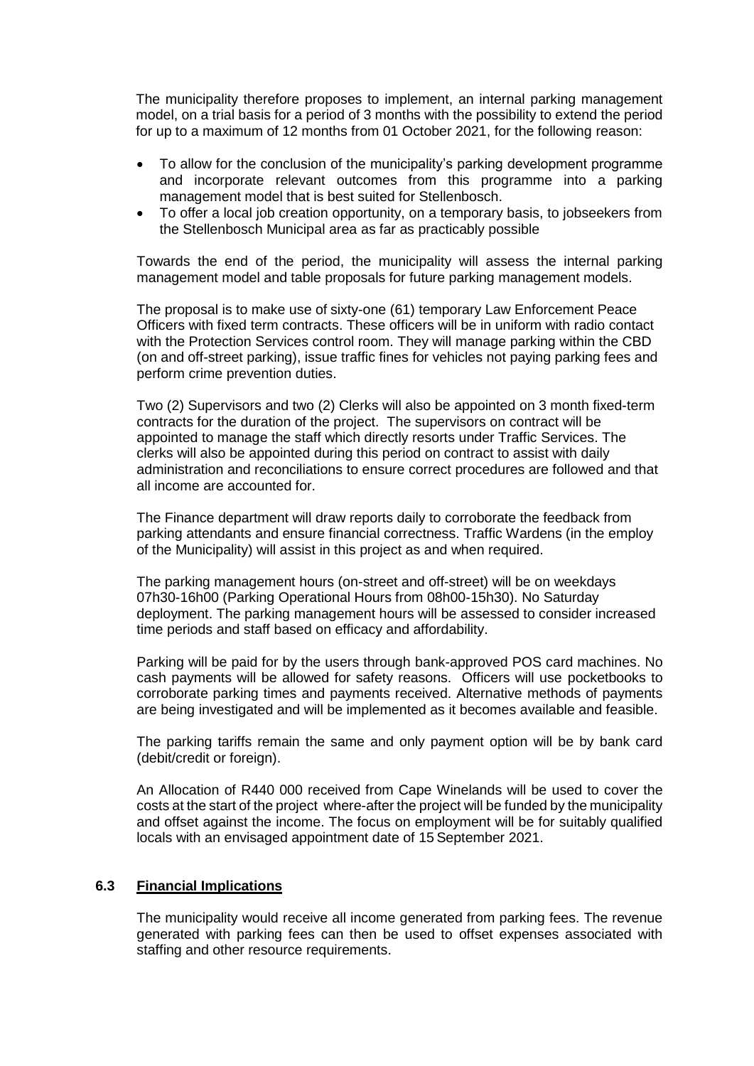The municipality therefore proposes to implement, an internal parking management model, on a trial basis for a period of 3 months with the possibility to extend the period for up to a maximum of 12 months from 01 October 2021, for the following reason:

- To allow for the conclusion of the municipality's parking development programme and incorporate relevant outcomes from this programme into a parking management model that is best suited for Stellenbosch.
- To offer a local job creation opportunity, on a temporary basis, to jobseekers from the Stellenbosch Municipal area as far as practicably possible

Towards the end of the period, the municipality will assess the internal parking management model and table proposals for future parking management models.

The proposal is to make use of sixty-one (61) temporary Law Enforcement Peace Officers with fixed term contracts. These officers will be in uniform with radio contact with the Protection Services control room. They will manage parking within the CBD (on and off-street parking), issue traffic fines for vehicles not paying parking fees and perform crime prevention duties.

Two (2) Supervisors and two (2) Clerks will also be appointed on 3 month fixed-term contracts for the duration of the project. The supervisors on contract will be appointed to manage the staff which directly resorts under Traffic Services. The clerks will also be appointed during this period on contract to assist with daily administration and reconciliations to ensure correct procedures are followed and that all income are accounted for.

The Finance department will draw reports daily to corroborate the feedback from parking attendants and ensure financial correctness. Traffic Wardens (in the employ of the Municipality) will assist in this project as and when required.

The parking management hours (on-street and off-street) will be on weekdays 07h30-16h00 (Parking Operational Hours from 08h00-15h30). No Saturday deployment. The parking management hours will be assessed to consider increased time periods and staff based on efficacy and affordability.

Parking will be paid for by the users through bank-approved POS card machines. No cash payments will be allowed for safety reasons. Officers will use pocketbooks to corroborate parking times and payments received. Alternative methods of payments are being investigated and will be implemented as it becomes available and feasible.

The parking tariffs remain the same and only payment option will be by bank card (debit/credit or foreign).

An Allocation of R440 000 received from Cape Winelands will be used to cover the costs at the start of the project where-after the project will be funded by the municipality and offset against the income. The focus on employment will be for suitably qualified locals with an envisaged appointment date of 15 September 2021.

### 6.3 Financial Implications

The municipality would receive all income generated from parking fees. The revenue generated with parking fees can then be used to offset expenses associated with staffing and other resource requirements.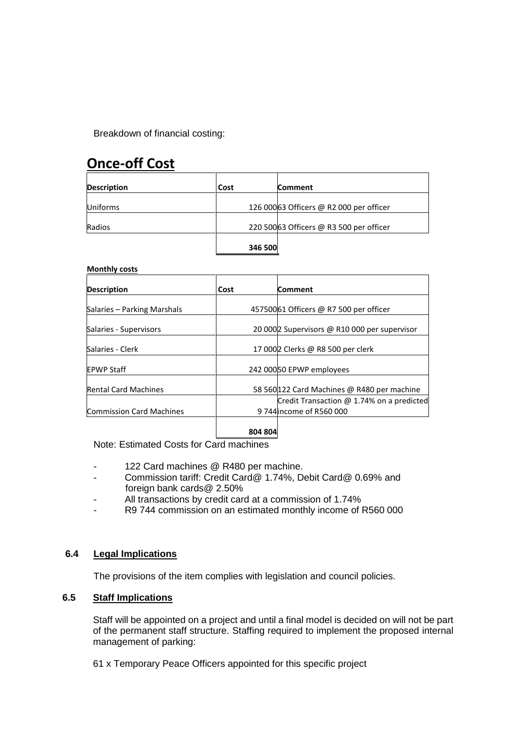Breakdown of financial costing:

# Once-off Cost

| Description | Cost | Comment |
|---|---|---|
| Uniforms | 126 000 | 63 Officers @ R2 000 per officer |
| Radios | 220 500 | 63 Officers @ R3 500 per officer |
| | **346 500** | |

**Monthly costs**

| Description | Cost | Comment |
|---|---|---|
| Salaries – Parking Marshals | 457500 | 61 Officers @ R7 500 per officer |
| Salaries - Supervisors | 20 000 | 2 Supervisors @ R10 000 per supervisor |
| Salaries - Clerk | 17 000 | 2 Clerks @ R8 500 per clerk |
| EPWP Staff | 242 000 | 50 EPWP employees |
| Rental Card Machines | 58 560 | 122 Card Machines @ R480 per machine |
| Commission Card Machines | 9 744 | Credit Transaction @ 1.74% on a predicted income of R560 000 |
| | **804 804** | |

Note: Estimated Costs for Card machines

- 122 Card machines @ R480 per machine.
- Commission tariff: Credit Card@ 1.74%, Debit Card@ 0.69% and foreign bank cards@ 2.50%
- All transactions by credit card at a commission of 1.74%
- R9 744 commission on an estimated monthly income of R560 000

### 6.4 Legal Implications

The provisions of the item complies with legislation and council policies.

### 6.5 Staff Implications

Staff will be appointed on a project and until a final model is decided on will not be part of the permanent staff structure. Staffing required to implement the proposed internal management of parking:

61 x Temporary Peace Officers appointed for this specific project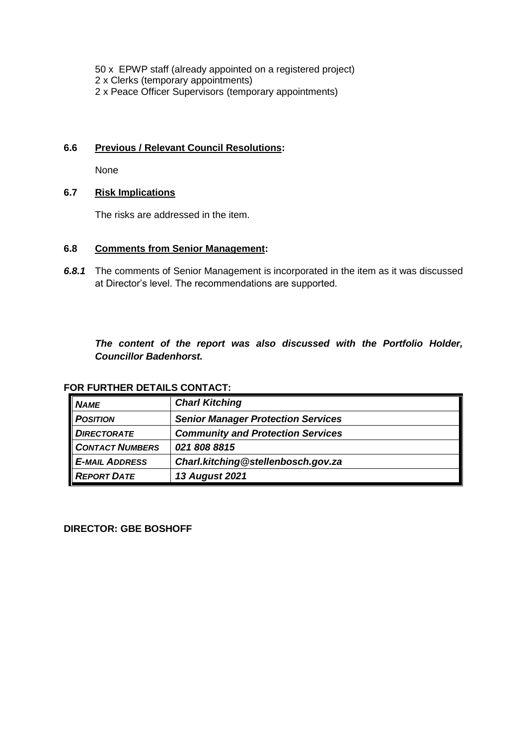50 x EPWP staff (already appointed on a registered project)
2 x Clerks (temporary appointments)
2 x Peace Officer Supervisors (temporary appointments)

**6.6 Previous / Relevant Council Resolutions:**

None

**6.7 Risk Implications**

The risks are addressed in the item.

**6.8 Comments from Senior Management:**

***6.8.1*** The comments of Senior Management is incorporated in the item as it was discussed at Director's level. The recommendations are supported.

***The content of the report was also discussed with the Portfolio Holder, Councillor Badenhorst.***

**FOR FURTHER DETAILS CONTACT:**

| | |
|---|---|
| ***NAME*** | ***Charl Kitching*** |
| ***POSITION*** | ***Senior Manager Protection Services*** |
| ***DIRECTORATE*** | ***Community and Protection Services*** |
| ***CONTACT NUMBERS*** | ***021 808 8815*** |
| ***E-MAIL ADDRESS*** | ***Charl.kitching@stellenbosch.gov.za*** |
| ***REPORT DATE*** | ***13 August 2021*** |

**DIRECTOR: GBE BOSHOFF**